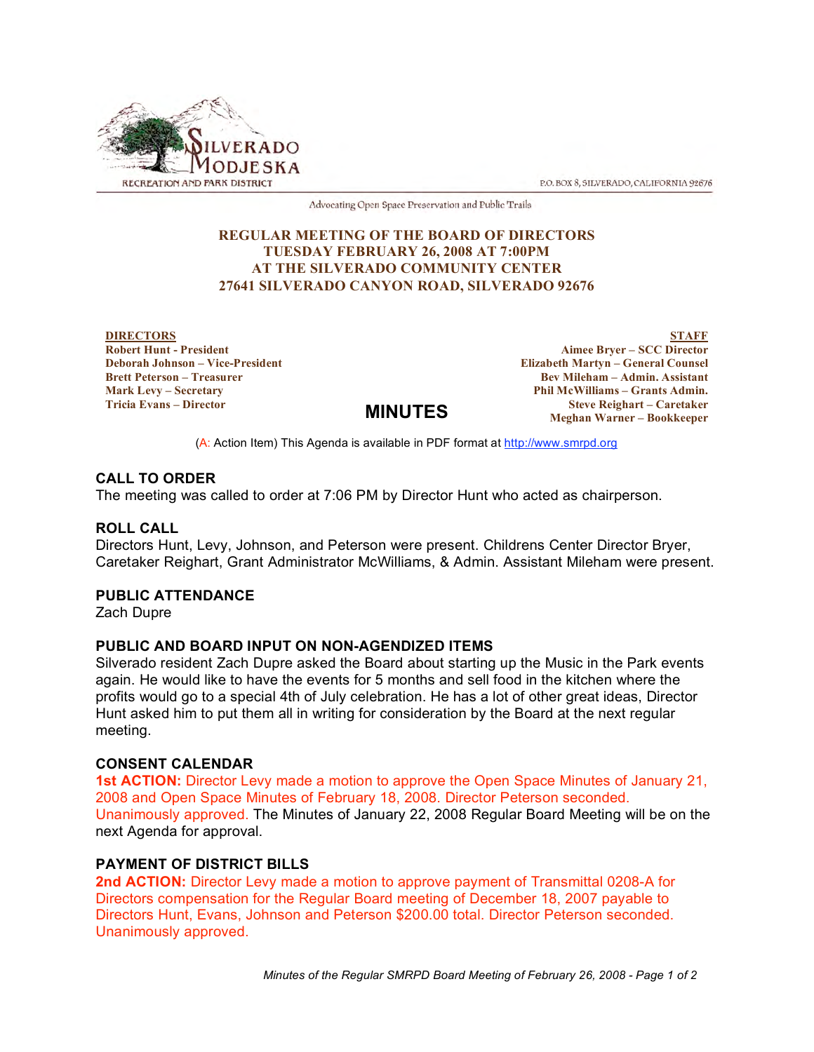SILVERADO MODJESKA RECREATION AND PARK DISTRICT

P.O. BOX 8, SILVERADO, CALIFORNIA 92676

Advocating Open Space Preservation and Public Trails

# REGULAR MEETING OF THE BOARD OF DIRECTORS
## TUESDAY FEBRUARY 26, 2008 AT 7:00PM
## AT THE SILVERADO COMMUNITY CENTER
## 27641 SILVERADO CANYON ROAD, SILVERADO 92676

**DIRECTORS**
**Robert Hunt - President**
**Deborah Johnson – Vice-President**
**Brett Peterson – Treasurer**
**Mark Levy – Secretary**
**Tricia Evans – Director**

**STAFF**
**Aimee Bryer – SCC Director**
**Elizabeth Martyn – General Counsel**
**Bev Mileham – Admin. Assistant**
**Phil McWilliams – Grants Admin.**
**Steve Reighart – Caretaker**
**Meghan Warner – Bookkeeper**

# MINUTES

(A: Action Item) This Agenda is available in PDF format at http://www.smrpd.org

### CALL TO ORDER
The meeting was called to order at 7:06 PM by Director Hunt who acted as chairperson.

### ROLL CALL
Directors Hunt, Levy, Johnson, and Peterson were present. Childrens Center Director Bryer, Caretaker Reighart, Grant Administrator McWilliams, & Admin. Assistant Mileham were present.

### PUBLIC ATTENDANCE
Zach Dupre

### PUBLIC AND BOARD INPUT ON NON-AGENDIZED ITEMS
Silverado resident Zach Dupre asked the Board about starting up the Music in the Park events again. He would like to have the events for 5 months and sell food in the kitchen where the profits would go to a special 4th of July celebration. He has a lot of other great ideas, Director Hunt asked him to put them all in writing for consideration by the Board at the next regular meeting.

### CONSENT CALENDAR
**1st ACTION:** Director Levy made a motion to approve the Open Space Minutes of January 21, 2008 and Open Space Minutes of February 18, 2008. Director Peterson seconded. Unanimously approved. The Minutes of January 22, 2008 Regular Board Meeting will be on the next Agenda for approval.

### PAYMENT OF DISTRICT BILLS
**2nd ACTION:** Director Levy made a motion to approve payment of Transmittal 0208-A for Directors compensation for the Regular Board meeting of December 18, 2007 payable to Directors Hunt, Evans, Johnson and Peterson $200.00 total. Director Peterson seconded. Unanimously approved.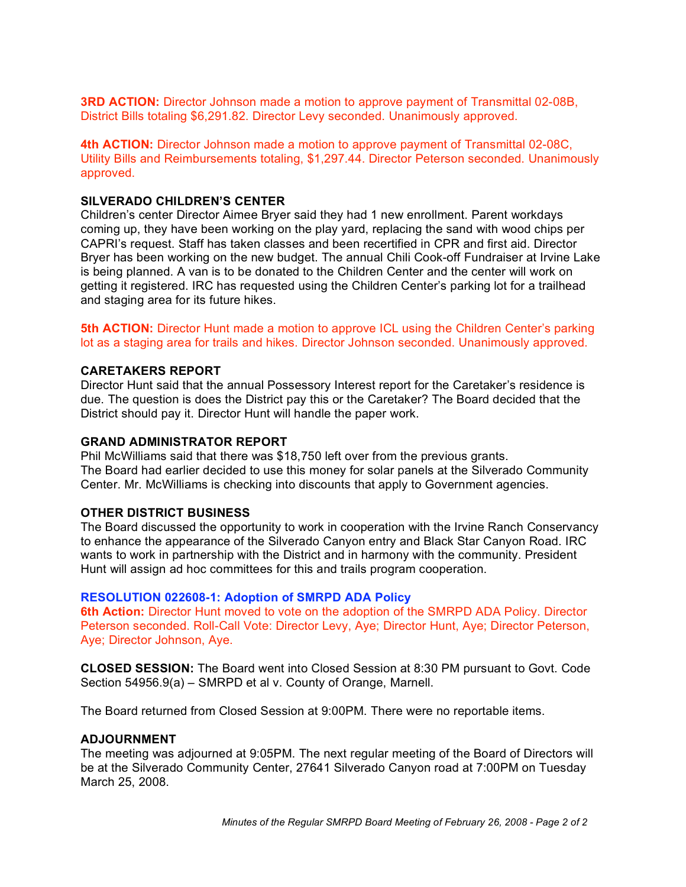**3RD ACTION:** Director Johnson made a motion to approve payment of Transmittal 02-08B, District Bills totaling $6,291.82. Director Levy seconded. Unanimously approved.

**4th ACTION:** Director Johnson made a motion to approve payment of Transmittal 02-08C, Utility Bills and Reimbursements totaling, $1,297.44. Director Peterson seconded. Unanimously approved.

**SILVERADO CHILDREN'S CENTER**

Children's center Director Aimee Bryer said they had 1 new enrollment. Parent workdays coming up, they have been working on the play yard, replacing the sand with wood chips per CAPRI's request. Staff has taken classes and been recertified in CPR and first aid. Director Bryer has been working on the new budget. The annual Chili Cook-off Fundraiser at Irvine Lake is being planned. A van is to be donated to the Children Center and the center will work on getting it registered. IRC has requested using the Children Center's parking lot for a trailhead and staging area for its future hikes.

**5th ACTION:** Director Hunt made a motion to approve ICL using the Children Center's parking lot as a staging area for trails and hikes. Director Johnson seconded. Unanimously approved.

**CARETAKERS REPORT**

Director Hunt said that the annual Possessory Interest report for the Caretaker's residence is due. The question is does the District pay this or the Caretaker? The Board decided that the District should pay it. Director Hunt will handle the paper work.

**GRAND ADMINISTRATOR REPORT**

Phil McWilliams said that there was $18,750 left over from the previous grants.
The Board had earlier decided to use this money for solar panels at the Silverado Community Center. Mr. McWilliams is checking into discounts that apply to Government agencies.

**OTHER DISTRICT BUSINESS**

The Board discussed the opportunity to work in cooperation with the Irvine Ranch Conservancy to enhance the appearance of the Silverado Canyon entry and Black Star Canyon Road. IRC wants to work in partnership with the District and in harmony with the community. President Hunt will assign ad hoc committees for this and trails program cooperation.

**RESOLUTION 022608-1: Adoption of SMRPD ADA Policy**

**6th Action:** Director Hunt moved to vote on the adoption of the SMRPD ADA Policy. Director Peterson seconded. Roll-Call Vote: Director Levy, Aye; Director Hunt, Aye; Director Peterson, Aye; Director Johnson, Aye.

**CLOSED SESSION:** The Board went into Closed Session at 8:30 PM pursuant to Govt. Code Section 54956.9(a) – SMRPD et al v. County of Orange, Marnell.

The Board returned from Closed Session at 9:00PM. There were no reportable items.

**ADJOURNMENT**

The meeting was adjourned at 9:05PM. The next regular meeting of the Board of Directors will be at the Silverado Community Center, 27641 Silverado Canyon road at 7:00PM on Tuesday March 25, 2008.